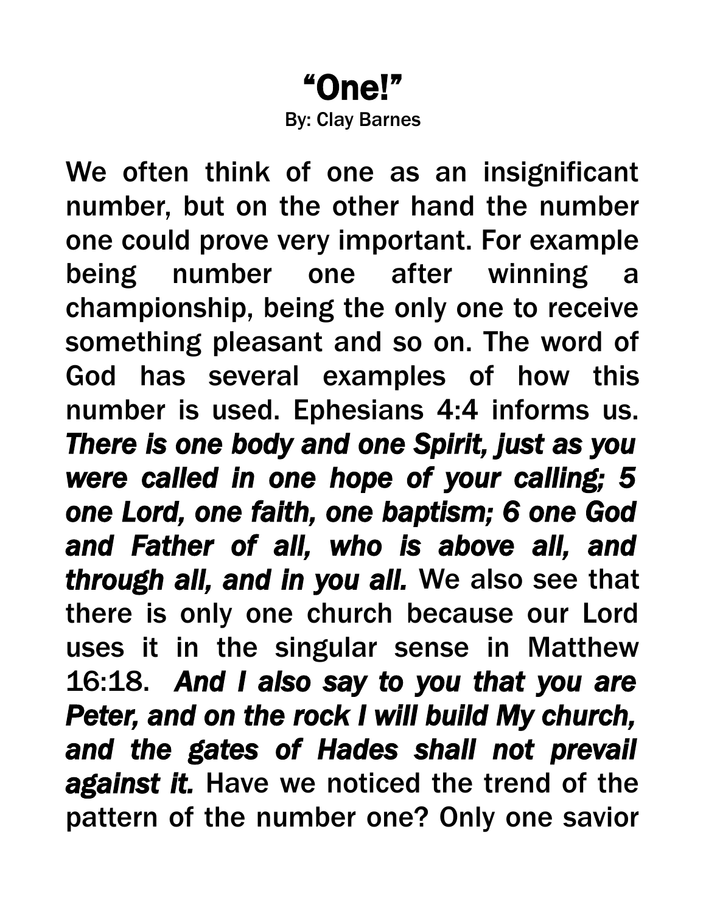# "One!"

By: Clay Barnes

We often think of one as an insignificant number, but on the other hand the number one could prove very important. For example being number one after winning a championship, being the only one to receive something pleasant and so on. The word of God has several examples of how this number is used. Ephesians 4:4 informs us. ***There is one body and one Spirit, just as you were called in one hope of your calling; 5 one Lord, one faith, one baptism; 6 one God and Father of all, who is above all, and through all, and in you all.*** We also see that there is only one church because our Lord uses it in the singular sense in Matthew 16:18. ***And I also say to you that you are Peter, and on the rock I will build My church, and the gates of Hades shall not prevail against it.*** Have we noticed the trend of the pattern of the number one? Only one savior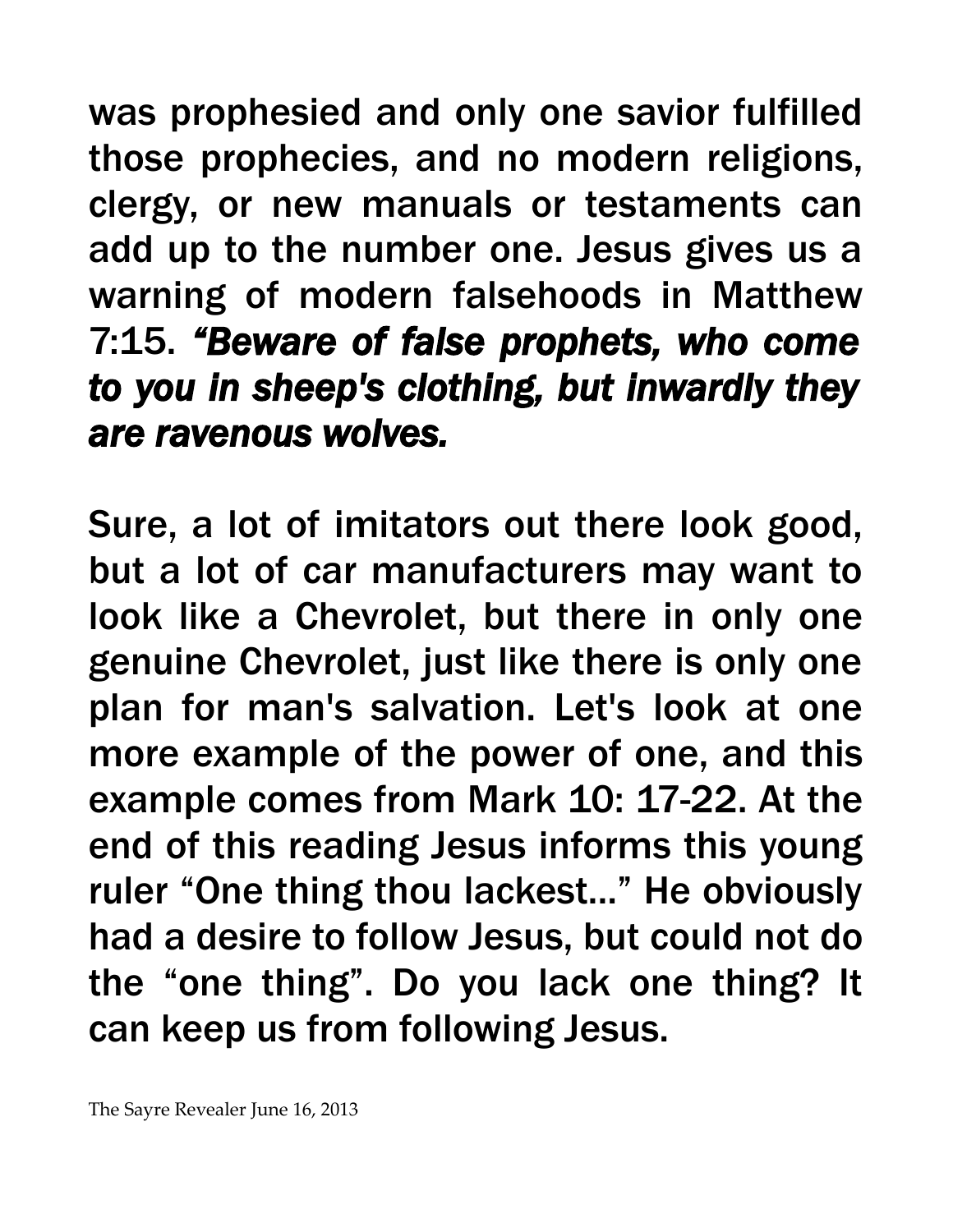was prophesied and only one savior fulfilled those prophecies, and no modern religions, clergy, or new manuals or testaments can add up to the number one. Jesus gives us a warning of modern falsehoods in Matthew 7:15. *"Beware of false prophets, who come to you in sheep's clothing, but inwardly they are ravenous wolves.*

Sure, a lot of imitators out there look good, but a lot of car manufacturers may want to look like a Chevrolet, but there in only one genuine Chevrolet, just like there is only one plan for man's salvation. Let's look at one more example of the power of one, and this example comes from Mark 10: 17-22. At the end of this reading Jesus informs this young ruler "One thing thou lackest…" He obviously had a desire to follow Jesus, but could not do the "one thing". Do you lack one thing? It can keep us from following Jesus.

The Sayre Revealer June 16, 2013